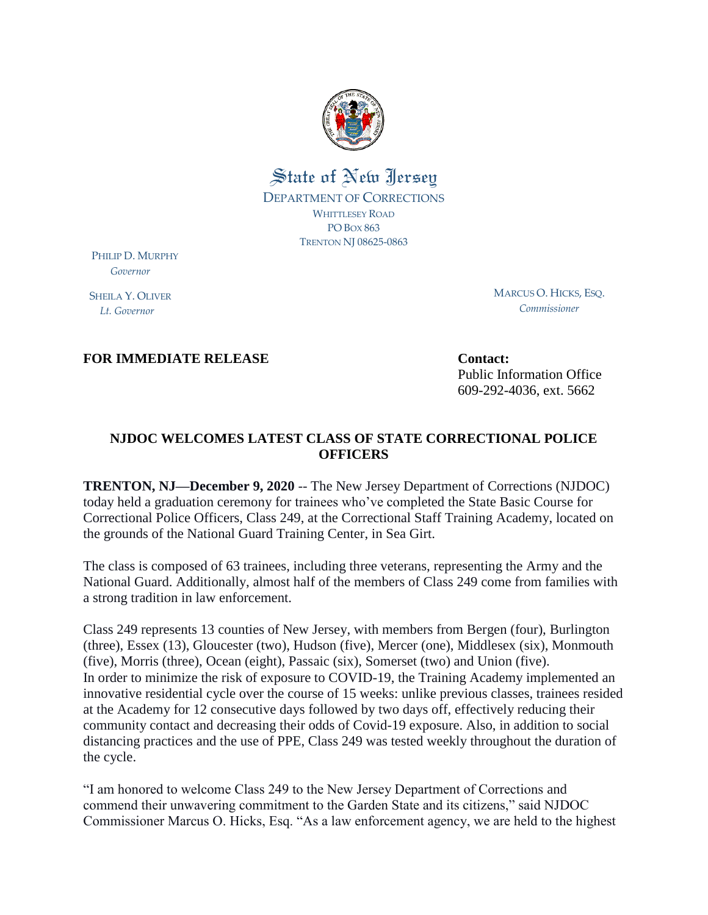State of New Jersey

DEPARTMENT OF CORRECTIONS

WHITTLESEY ROAD
PO BOX 863
TRENTON NJ 08625-0863

PHILIP D. MURPHY
*Governor*

SHEILA Y. OLIVER
*Lt. Governor*

MARCUS O. HICKS, ESQ.
*Commissioner*

**FOR IMMEDIATE RELEASE**

**Contact:**
Public Information Office
609-292-4036, ext. 5662

## NJDOC WELCOMES LATEST CLASS OF STATE CORRECTIONAL POLICE OFFICERS

**TRENTON, NJ—December 9, 2020** -- The New Jersey Department of Corrections (NJDOC) today held a graduation ceremony for trainees who've completed the State Basic Course for Correctional Police Officers, Class 249, at the Correctional Staff Training Academy, located on the grounds of the National Guard Training Center, in Sea Girt.

The class is composed of 63 trainees, including three veterans, representing the Army and the National Guard. Additionally, almost half of the members of Class 249 come from families with a strong tradition in law enforcement.

Class 249 represents 13 counties of New Jersey, with members from Bergen (four), Burlington (three), Essex (13), Gloucester (two), Hudson (five), Mercer (one), Middlesex (six), Monmouth (five), Morris (three), Ocean (eight), Passaic (six), Somerset (two) and Union (five). In order to minimize the risk of exposure to COVID-19, the Training Academy implemented an innovative residential cycle over the course of 15 weeks: unlike previous classes, trainees resided at the Academy for 12 consecutive days followed by two days off, effectively reducing their community contact and decreasing their odds of Covid-19 exposure. Also, in addition to social distancing practices and the use of PPE, Class 249 was tested weekly throughout the duration of the cycle.

"I am honored to welcome Class 249 to the New Jersey Department of Corrections and commend their unwavering commitment to the Garden State and its citizens," said NJDOC Commissioner Marcus O. Hicks, Esq. "As a law enforcement agency, we are held to the highest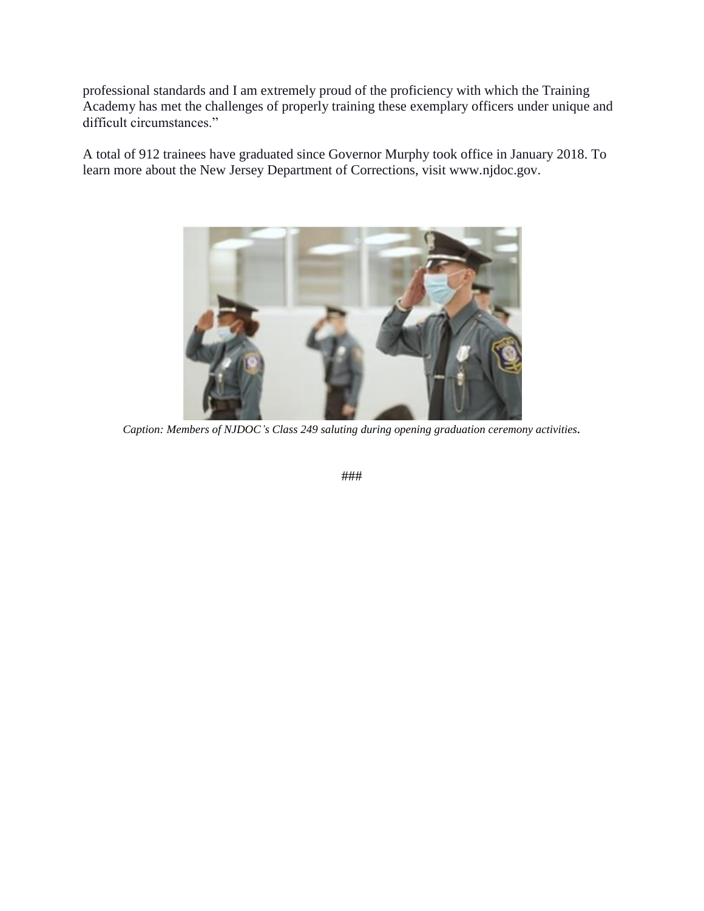professional standards and I am extremely proud of the proficiency with which the Training Academy has met the challenges of properly training these exemplary officers under unique and difficult circumstances."

A total of 912 trainees have graduated since Governor Murphy took office in January 2018. To learn more about the New Jersey Department of Corrections, visit www.njdoc.gov.

*Caption: Members of NJDOC's Class 249 saluting during opening graduation ceremony activities.*

###